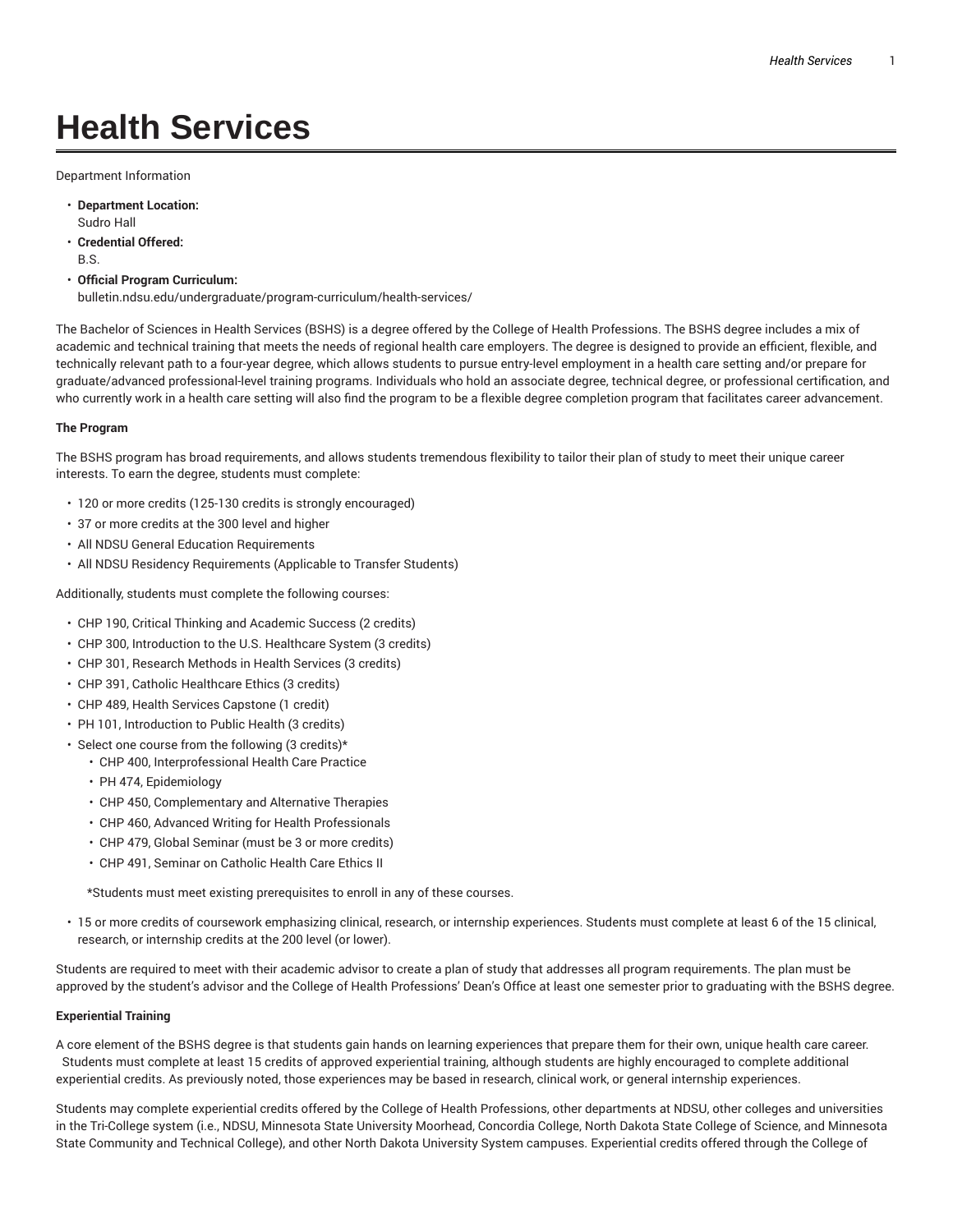# Health Services

Department Information

- **Department Location:**
  Sudro Hall
- **Credential Offered:**
  B.S.
- **Official Program Curriculum:**
  bulletin.ndsu.edu/undergraduate/program-curriculum/health-services/

The Bachelor of Sciences in Health Services (BSHS) is a degree offered by the College of Health Professions. The BSHS degree includes a mix of academic and technical training that meets the needs of regional health care employers. The degree is designed to provide an efficient, flexible, and technically relevant path to a four-year degree, which allows students to pursue entry-level employment in a health care setting and/or prepare for graduate/advanced professional-level training programs. Individuals who hold an associate degree, technical degree, or professional certification, and who currently work in a health care setting will also find the program to be a flexible degree completion program that facilitates career advancement.

**The Program**

The BSHS program has broad requirements, and allows students tremendous flexibility to tailor their plan of study to meet their unique career interests. To earn the degree, students must complete:

- 120 or more credits (125-130 credits is strongly encouraged)
- 37 or more credits at the 300 level and higher
- All NDSU General Education Requirements
- All NDSU Residency Requirements (Applicable to Transfer Students)

Additionally, students must complete the following courses:

- CHP 190, Critical Thinking and Academic Success (2 credits)
- CHP 300, Introduction to the U.S. Healthcare System (3 credits)
- CHP 301, Research Methods in Health Services (3 credits)
- CHP 391, Catholic Healthcare Ethics (3 credits)
- CHP 489, Health Services Capstone (1 credit)
- PH 101, Introduction to Public Health (3 credits)
- Select one course from the following (3 credits)*
  - CHP 400, Interprofessional Health Care Practice
  - PH 474, Epidemiology
  - CHP 450, Complementary and Alternative Therapies
  - CHP 460, Advanced Writing for Health Professionals
  - CHP 479, Global Seminar (must be 3 or more credits)
  - CHP 491, Seminar on Catholic Health Care Ethics II

  *Students must meet existing prerequisites to enroll in any of these courses.

- 15 or more credits of coursework emphasizing clinical, research, or internship experiences. Students must complete at least 6 of the 15 clinical, research, or internship credits at the 200 level (or lower).

Students are required to meet with their academic advisor to create a plan of study that addresses all program requirements. The plan must be approved by the student's advisor and the College of Health Professions' Dean's Office at least one semester prior to graduating with the BSHS degree.

**Experiential Training**

A core element of the BSHS degree is that students gain hands on learning experiences that prepare them for their own, unique health care career. Students must complete at least 15 credits of approved experiential training, although students are highly encouraged to complete additional experiential credits. As previously noted, those experiences may be based in research, clinical work, or general internship experiences.

Students may complete experiential credits offered by the College of Health Professions, other departments at NDSU, other colleges and universities in the Tri-College system (i.e., NDSU, Minnesota State University Moorhead, Concordia College, North Dakota State College of Science, and Minnesota State Community and Technical College), and other North Dakota University System campuses. Experiential credits offered through the College of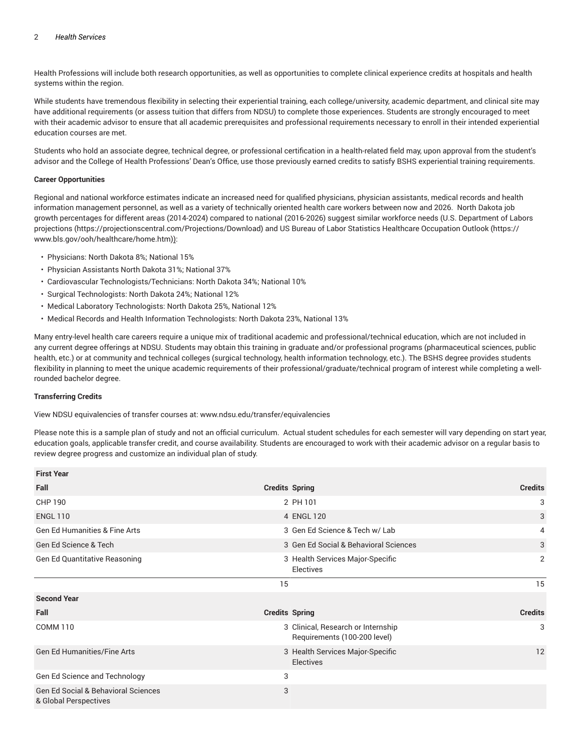Health Professions will include both research opportunities, as well as opportunities to complete clinical experience credits at hospitals and health systems within the region.

While students have tremendous flexibility in selecting their experiential training, each college/university, academic department, and clinical site may have additional requirements (or assess tuition that differs from NDSU) to complete those experiences. Students are strongly encouraged to meet with their academic advisor to ensure that all academic prerequisites and professional requirements necessary to enroll in their intended experiential education courses are met.

Students who hold an associate degree, technical degree, or professional certification in a health-related field may, upon approval from the student's advisor and the College of Health Professions' Dean's Office, use those previously earned credits to satisfy BSHS experiential training requirements.

**Career Opportunities**

Regional and national workforce estimates indicate an increased need for qualified physicians, physician assistants, medical records and health information management personnel, as well as a variety of technically oriented health care workers between now and 2026. North Dakota job growth percentages for different areas (2014-2024) compared to national (2016-2026) suggest similar workforce needs (U.S. Department of Labors projections (https://projectionscentral.com/Projections/Download) and US Bureau of Labor Statistics Healthcare Occupation Outlook (https://www.bls.gov/ooh/healthcare/home.htm)):

- Physicians: North Dakota 8%; National 15%
- Physician Assistants North Dakota 31%; National 37%
- Cardiovascular Technologists/Technicians: North Dakota 34%; National 10%
- Surgical Technologists: North Dakota 24%; National 12%
- Medical Laboratory Technologists: North Dakota 25%, National 12%
- Medical Records and Health Information Technologists: North Dakota 23%, National 13%

Many entry-level health care careers require a unique mix of traditional academic and professional/technical education, which are not included in any current degree offerings at NDSU. Students may obtain this training in graduate and/or professional programs (pharmaceutical sciences, public health, etc.) or at community and technical colleges (surgical technology, health information technology, etc.). The BSHS degree provides students flexibility in planning to meet the unique academic requirements of their professional/graduate/technical program of interest while completing a well-rounded bachelor degree.

**Transferring Credits**

View NDSU equivalencies of transfer courses at: www.ndsu.edu/transfer/equivalencies

Please note this is a sample plan of study and not an official curriculum. Actual student schedules for each semester will vary depending on start year, education goals, applicable transfer credit, and course availability. Students are encouraged to work with their academic advisor on a regular basis to review degree progress and customize an individual plan of study.

| **First Year** | | | |
|---|---|---|---|
| **Fall** | **Credits** | **Spring** | **Credits** |
| CHP 190 | 2 | PH 101 | 3 |
| ENGL 110 | 4 | ENGL 120 | 3 |
| Gen Ed Humanities & Fine Arts | 3 | Gen Ed Science & Tech w/ Lab | 4 |
| Gen Ed Science & Tech | 3 | Gen Ed Social & Behavioral Sciences | 3 |
| Gen Ed Quantitative Reasoning | 3 | Health Services Major-Specific Electives | 2 |
| | 15 | | 15 |
| **Second Year** | | | |
| **Fall** | **Credits** | **Spring** | **Credits** |
| COMM 110 | 3 | Clinical, Research or Internship Requirements (100-200 level) | 3 |
| Gen Ed Humanities/Fine Arts | 3 | Health Services Major-Specific Electives | 12 |
| Gen Ed Science and Technology | 3 | | |
| Gen Ed Social & Behavioral Sciences & Global Perspectives | 3 | | |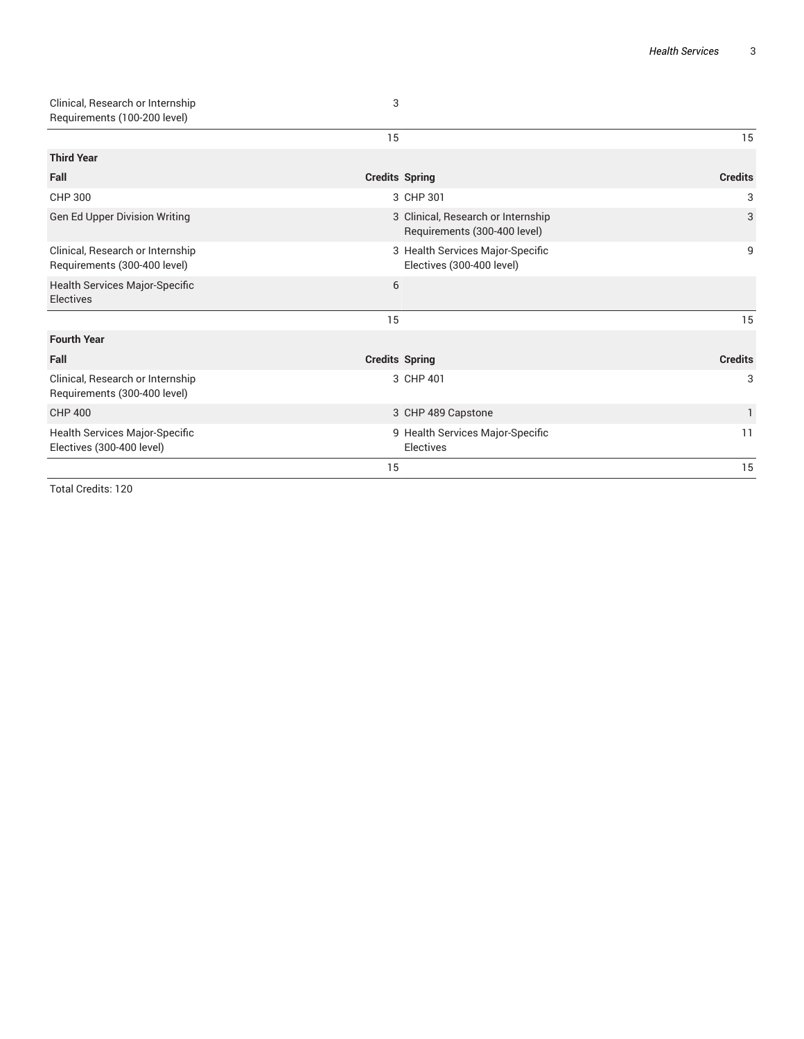| Fall | Credits | Spring | Credits |
| --- | --- | --- | --- |
| Clinical, Research or Internship Requirements (100-200 level) | 3 | | |
| | 15 | | 15 |
| **Third Year** | | | |
| **Fall** | **Credits** | **Spring** | **Credits** |
| CHP 300 | 3 | CHP 301 | 3 |
| Gen Ed Upper Division Writing | 3 | Clinical, Research or Internship Requirements (300-400 level) | 3 |
| Clinical, Research or Internship Requirements (300-400 level) | 3 | Health Services Major-Specific Electives (300-400 level) | 9 |
| Health Services Major-Specific Electives | 6 | | |
| | 15 | | 15 |
| **Fourth Year** | | | |
| **Fall** | **Credits** | **Spring** | **Credits** |
| Clinical, Research or Internship Requirements (300-400 level) | 3 | CHP 401 | 3 |
| CHP 400 | 3 | CHP 489 Capstone | 1 |
| Health Services Major-Specific Electives (300-400 level) | 9 | Health Services Major-Specific Electives | 11 |
| | 15 | | 15 |

Total Credits: 120